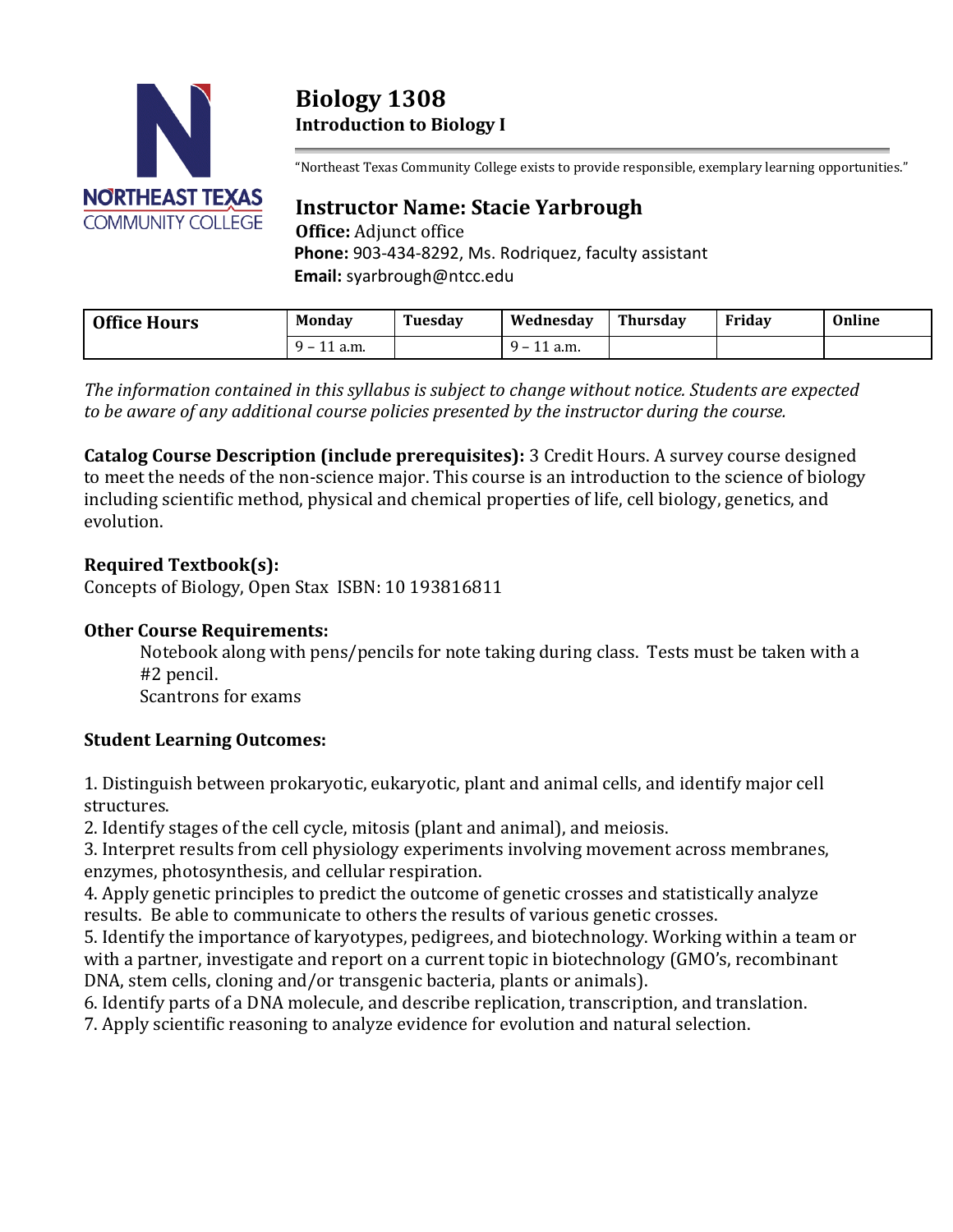# Biology 1308
## Introduction to Biology I

"Northeast Texas Community College exists to provide responsible, exemplary learning opportunities."

## Instructor Name: Stacie Yarbrough

**Office:** Adjunct office
**Phone:** 903-434-8292, Ms. Rodriquez, faculty assistant
**Email:** syarbrough@ntcc.edu

| Office Hours | Monday | Tuesday | Wednesday | Thursday | Friday | Online |
|---|---|---|---|---|---|---|
| | 9 – 11 a.m. | | 9 – 11 a.m. | | | |

*The information contained in this syllabus is subject to change without notice. Students are expected to be aware of any additional course policies presented by the instructor during the course.*

**Catalog Course Description (include prerequisites):** 3 Credit Hours. A survey course designed to meet the needs of the non-science major. This course is an introduction to the science of biology including scientific method, physical and chemical properties of life, cell biology, genetics, and evolution.

**Required Textbook(s):**
Concepts of Biology, Open Stax ISBN: 10 193816811

**Other Course Requirements:**

Notebook along with pens/pencils for note taking during class. Tests must be taken with a #2 pencil.
Scantrons for exams

**Student Learning Outcomes:**

1. Distinguish between prokaryotic, eukaryotic, plant and animal cells, and identify major cell structures.
2. Identify stages of the cell cycle, mitosis (plant and animal), and meiosis.
3. Interpret results from cell physiology experiments involving movement across membranes, enzymes, photosynthesis, and cellular respiration.
4. Apply genetic principles to predict the outcome of genetic crosses and statistically analyze results. Be able to communicate to others the results of various genetic crosses.
5. Identify the importance of karyotypes, pedigrees, and biotechnology. Working within a team or with a partner, investigate and report on a current topic in biotechnology (GMO's, recombinant DNA, stem cells, cloning and/or transgenic bacteria, plants or animals).
6. Identify parts of a DNA molecule, and describe replication, transcription, and translation.
7. Apply scientific reasoning to analyze evidence for evolution and natural selection.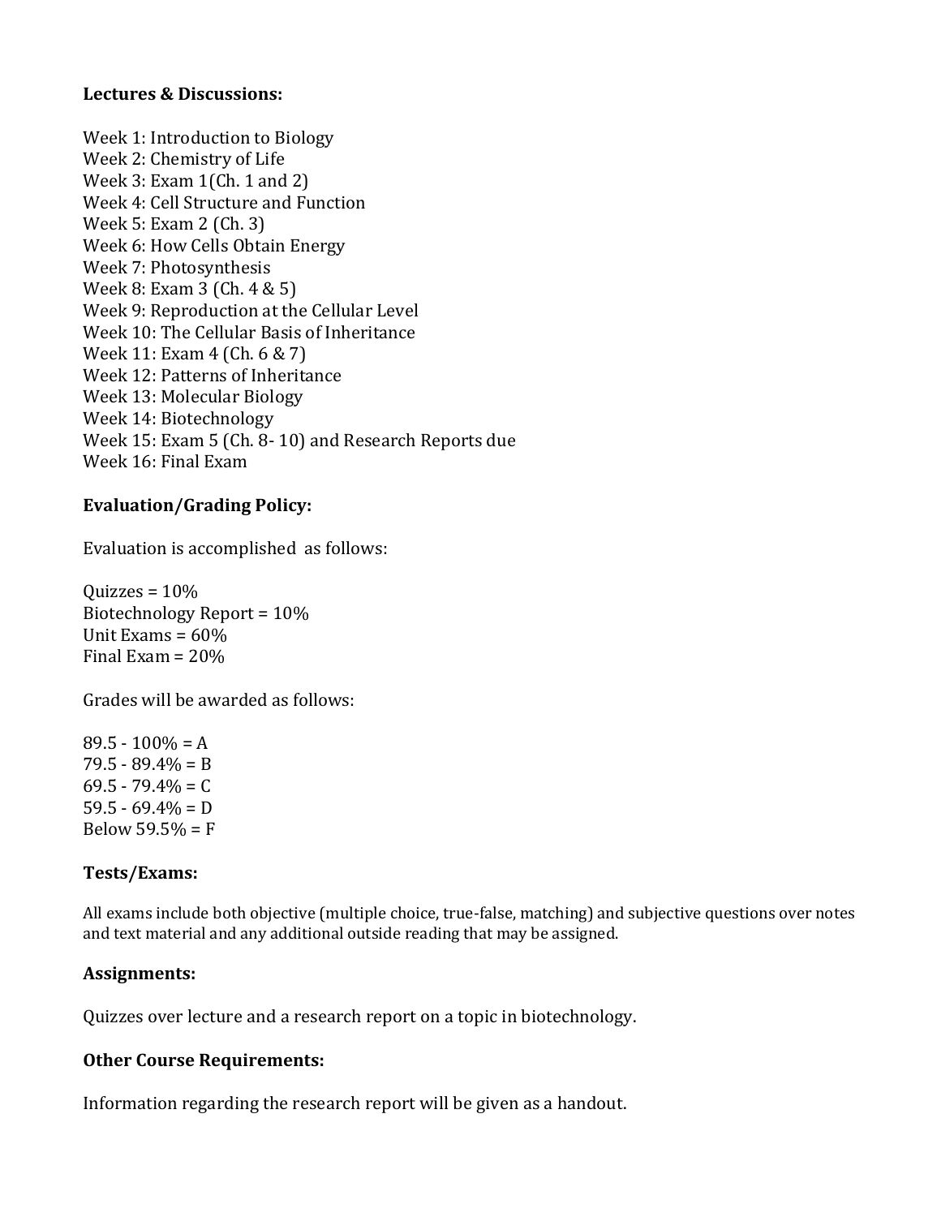**Lectures & Discussions:**

Week 1: Introduction to Biology
Week 2: Chemistry of Life
Week 3: Exam 1(Ch. 1 and 2)
Week 4: Cell Structure and Function
Week 5: Exam 2 (Ch. 3)
Week 6: How Cells Obtain Energy
Week 7: Photosynthesis
Week 8: Exam 3 (Ch. 4 & 5)
Week 9: Reproduction at the Cellular Level
Week 10: The Cellular Basis of Inheritance
Week 11: Exam 4 (Ch. 6 & 7)
Week 12: Patterns of Inheritance
Week 13: Molecular Biology
Week 14: Biotechnology
Week 15: Exam 5 (Ch. 8- 10) and Research Reports due
Week 16: Final Exam

**Evaluation/Grading Policy:**

Evaluation is accomplished as follows:

Quizzes = 10%
Biotechnology Report = 10%
Unit Exams = 60%
Final Exam = 20%

Grades will be awarded as follows:

89.5 - 100% = A
79.5 - 89.4% = B
69.5 - 79.4% = C
59.5 - 69.4% = D
Below 59.5% = F

**Tests/Exams:**

All exams include both objective (multiple choice, true-false, matching) and subjective questions over notes and text material and any additional outside reading that may be assigned.

**Assignments:**

Quizzes over lecture and a research report on a topic in biotechnology.

**Other Course Requirements:**

Information regarding the research report will be given as a handout.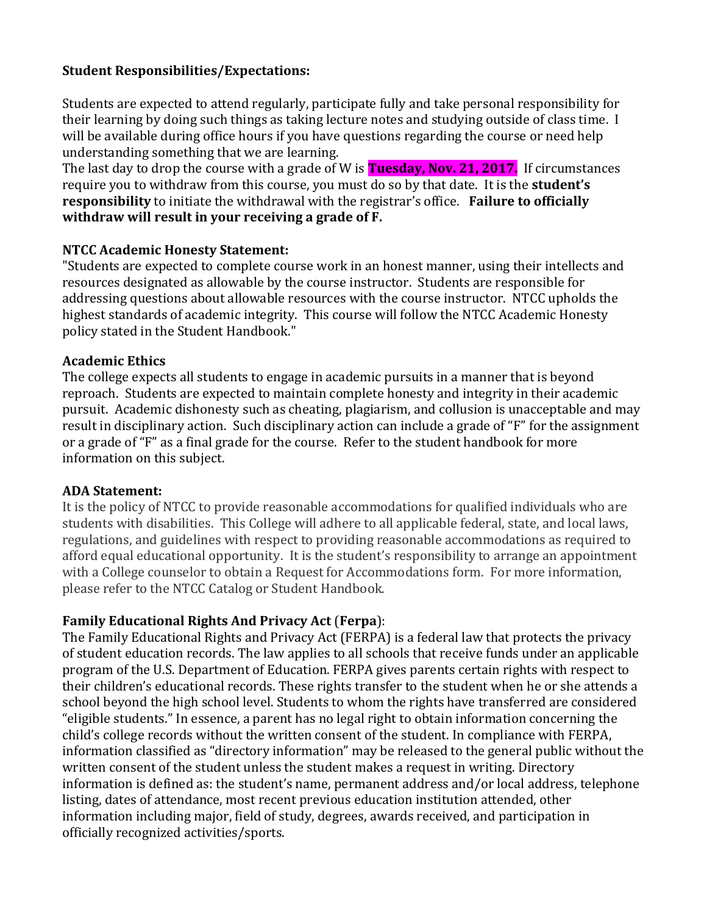**Student Responsibilities/Expectations:**

Students are expected to attend regularly, participate fully and take personal responsibility for their learning by doing such things as taking lecture notes and studying outside of class time. I will be available during office hours if you have questions regarding the course or need help understanding something that we are learning.
The last day to drop the course with a grade of W is **Tuesday, Nov. 21, 2017.** If circumstances require you to withdraw from this course, you must do so by that date. It is the **student's responsibility** to initiate the withdrawal with the registrar's office. **Failure to officially withdraw will result in your receiving a grade of F.**

**NTCC Academic Honesty Statement:**
"Students are expected to complete course work in an honest manner, using their intellects and resources designated as allowable by the course instructor. Students are responsible for addressing questions about allowable resources with the course instructor. NTCC upholds the highest standards of academic integrity. This course will follow the NTCC Academic Honesty policy stated in the Student Handbook."

**Academic Ethics**
The college expects all students to engage in academic pursuits in a manner that is beyond reproach. Students are expected to maintain complete honesty and integrity in their academic pursuit. Academic dishonesty such as cheating, plagiarism, and collusion is unacceptable and may result in disciplinary action. Such disciplinary action can include a grade of "F" for the assignment or a grade of "F" as a final grade for the course. Refer to the student handbook for more information on this subject.

**ADA Statement:**
It is the policy of NTCC to provide reasonable accommodations for qualified individuals who are students with disabilities. This College will adhere to all applicable federal, state, and local laws, regulations, and guidelines with respect to providing reasonable accommodations as required to afford equal educational opportunity. It is the student's responsibility to arrange an appointment with a College counselor to obtain a Request for Accommodations form. For more information, please refer to the NTCC Catalog or Student Handbook.

**Family Educational Rights And Privacy Act** (**Ferpa**):
The Family Educational Rights and Privacy Act (FERPA) is a federal law that protects the privacy of student education records. The law applies to all schools that receive funds under an applicable program of the U.S. Department of Education. FERPA gives parents certain rights with respect to their children's educational records. These rights transfer to the student when he or she attends a school beyond the high school level. Students to whom the rights have transferred are considered "eligible students." In essence, a parent has no legal right to obtain information concerning the child's college records without the written consent of the student. In compliance with FERPA, information classified as "directory information" may be released to the general public without the written consent of the student unless the student makes a request in writing. Directory information is defined as: the student's name, permanent address and/or local address, telephone listing, dates of attendance, most recent previous education institution attended, other information including major, field of study, degrees, awards received, and participation in officially recognized activities/sports.